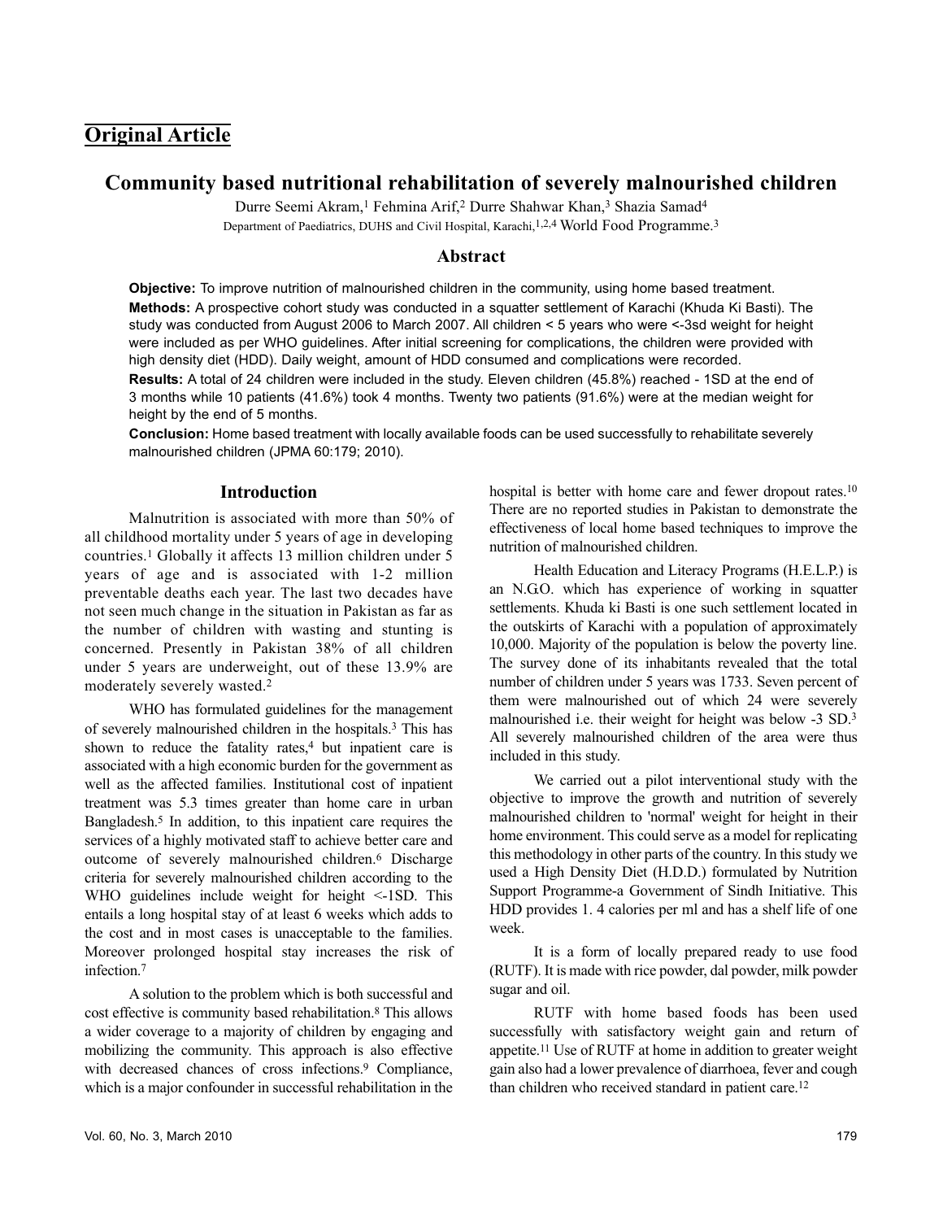## Original Article

# Community based nutritional rehabilitation of severely malnourished children

Durre Seemi Akram,[1] Fehmina Arif,[2] Durre Shahwar Khan,[3] Shazia Samad[4]

Department of Paediatrics, DUHS and Civil Hospital, Karachi,[1,2,4] World Food Programme.[3]

## Abstract

**Objective:** To improve nutrition of malnourished children in the community, using home based treatment.

**Methods:** A prospective cohort study was conducted in a squatter settlement of Karachi (Khuda Ki Basti). The study was conducted from August 2006 to March 2007. All children < 5 years who were <-3sd weight for height were included as per WHO guidelines. After initial screening for complications, the children were provided with high density diet (HDD). Daily weight, amount of HDD consumed and complications were recorded.

**Results:** A total of 24 children were included in the study. Eleven children (45.8%) reached - 1SD at the end of 3 months while 10 patients (41.6%) took 4 months. Twenty two patients (91.6%) were at the median weight for height by the end of 5 months.

**Conclusion:** Home based treatment with locally available foods can be used successfully to rehabilitate severely malnourished children (JPMA 60:179; 2010).

## Introduction

Malnutrition is associated with more than 50% of all childhood mortality under 5 years of age in developing countries.[1] Globally it affects 13 million children under 5 years of age and is associated with 1-2 million preventable deaths each year. The last two decades have not seen much change in the situation in Pakistan as far as the number of children with wasting and stunting is concerned. Presently in Pakistan 38% of all children under 5 years are underweight, out of these 13.9% are moderately severely wasted.[2]

WHO has formulated guidelines for the management of severely malnourished children in the hospitals.[3] This has shown to reduce the fatality rates,[4] but inpatient care is associated with a high economic burden for the government as well as the affected families. Institutional cost of inpatient treatment was 5.3 times greater than home care in urban Bangladesh.[5] In addition, to this inpatient care requires the services of a highly motivated staff to achieve better care and outcome of severely malnourished children.[6] Discharge criteria for severely malnourished children according to the WHO guidelines include weight for height <-1SD. This entails a long hospital stay of at least 6 weeks which adds to the cost and in most cases is unacceptable to the families. Moreover prolonged hospital stay increases the risk of infection.[7]

A solution to the problem which is both successful and cost effective is community based rehabilitation.[8] This allows a wider coverage to a majority of children by engaging and mobilizing the community. This approach is also effective with decreased chances of cross infections.[9] Compliance, which is a major confounder in successful rehabilitation in the hospital is better with home care and fewer dropout rates.[10] There are no reported studies in Pakistan to demonstrate the effectiveness of local home based techniques to improve the nutrition of malnourished children.

Health Education and Literacy Programs (H.E.L.P.) is an N.G.O. which has experience of working in squatter settlements. Khuda ki Basti is one such settlement located in the outskirts of Karachi with a population of approximately 10,000. Majority of the population is below the poverty line. The survey done of its inhabitants revealed that the total number of children under 5 years was 1733. Seven percent of them were malnourished out of which 24 were severely malnourished i.e. their weight for height was below -3 SD.[3] All severely malnourished children of the area were thus included in this study.

We carried out a pilot interventional study with the objective to improve the growth and nutrition of severely malnourished children to 'normal' weight for height in their home environment. This could serve as a model for replicating this methodology in other parts of the country. In this study we used a High Density Diet (H.D.D.) formulated by Nutrition Support Programme-a Government of Sindh Initiative. This HDD provides 1. 4 calories per ml and has a shelf life of one week.

It is a form of locally prepared ready to use food (RUTF). It is made with rice powder, dal powder, milk powder sugar and oil.

RUTF with home based foods has been used successfully with satisfactory weight gain and return of appetite.[11] Use of RUTF at home in addition to greater weight gain also had a lower prevalence of diarrhoea, fever and cough than children who received standard in patient care.[12]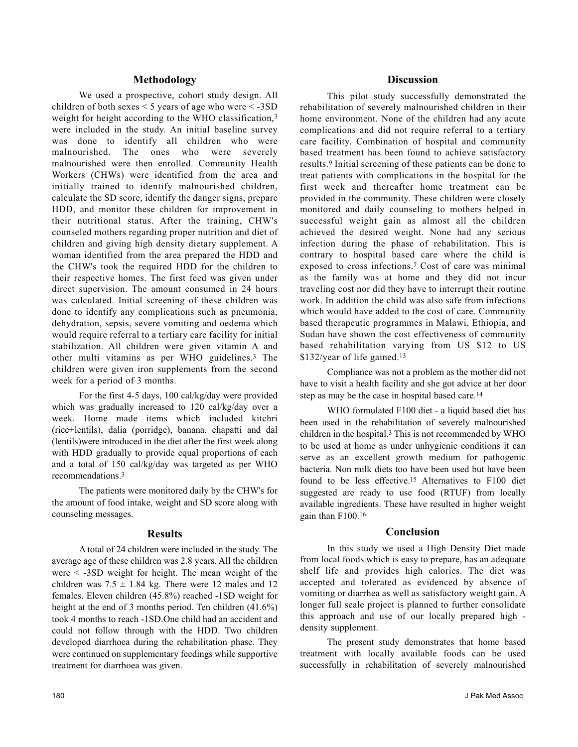## Methodology

We used a prospective, cohort study design. All children of both sexes < 5 years of age who were < -3SD weight for height according to the WHO classification,[3] were included in the study. An initial baseline survey was done to identify all children who were malnourished. The ones who were severely malnourished were then enrolled. Community Health Workers (CHWs) were identified from the area and initially trained to identify malnourished children, calculate the SD score, identify the danger signs, prepare HDD, and monitor these children for improvement in their nutritional status. After the training, CHW's counseled mothers regarding proper nutrition and diet of children and giving high density dietary supplement. A woman identified from the area prepared the HDD and the CHW's took the required HDD for the children to their respective homes. The first feed was given under direct supervision. The amount consumed in 24 hours was calculated. Initial screening of these children was done to identify any complications such as pneumonia, dehydration, sepsis, severe vomiting and oedema which would require referral to a tertiary care facility for initial stabilization. All children were given vitamin A and other multi vitamins as per WHO guidelines.[3] The children were given iron supplements from the second week for a period of 3 months.

For the first 4-5 days, 100 cal/kg/day were provided which was gradually increased to 120 cal/kg/day over a week. Home made items which included kitchri (rice+lentils), dalia (porridge), banana, chapatti and dal (lentils)were introduced in the diet after the first week along with HDD gradually to provide equal proportions of each and a total of 150 cal/kg/day was targeted as per WHO recommendations.[3]

The patients were monitored daily by the CHW's for the amount of food intake, weight and SD score along with counseling messages.

## Results

A total of 24 children were included in the study. The average age of these children was 2.8 years. All the children were < -3SD weight for height. The mean weight of the children was $7.5 \pm 1.84$ kg. There were 12 males and 12 females. Eleven children (45.8%) reached -1SD weight for height at the end of 3 months period. Ten children (41.6%) took 4 months to reach -1SD.One child had an accident and could not follow through with the HDD. Two children developed diarrhoea during the rehabilitation phase. They were continued on supplementary feedings while supportive treatment for diarrhoea was given.

## Discussion

This pilot study successfully demonstrated the rehabilitation of severely malnourished children in their home environment. None of the children had any acute complications and did not require referral to a tertiary care facility. Combination of hospital and community based treatment has been found to achieve satisfactory results.[9] Initial screening of these patients can be done to treat patients with complications in the hospital for the first week and thereafter home treatment can be provided in the community. These children were closely monitored and daily counseling to mothers helped in successful weight gain as almost all the children achieved the desired weight. None had any serious infection during the phase of rehabilitation. This is contrary to hospital based care where the child is exposed to cross infections.[7] Cost of care was minimal as the family was at home and they did not incur traveling cost nor did they have to interrupt their routine work. In addition the child was also safe from infections which would have added to the cost of care. Community based therapeutic programmes in Malawi, Ethiopia, and Sudan have shown the cost effectiveness of community based rehabilitation varying from US $12 to US $132/year of life gained.[13]

Compliance was not a problem as the mother did not have to visit a health facility and she got advice at her door step as may be the case in hospital based care.[14]

WHO formulated F100 diet - a liquid based diet has been used in the rehabilitation of severely malnourished children in the hospital.[3] This is not recommended by WHO to be used at home as under unhygienic conditions it can serve as an excellent growth medium for pathogenic bacteria. Non milk diets too have been used but have been found to be less effective.[15] Alternatives to F100 diet suggested are ready to use food (RTUF) from locally available ingredients. These have resulted in higher weight gain than F100.[16]

## Conclusion

In this study we used a High Density Diet made from local foods which is easy to prepare, has an adequate shelf life and provides high calories. The diet was accepted and tolerated as evidenced by absence of vomiting or diarrhea as well as satisfactory weight gain. A longer full scale project is planned to further consolidate this approach and use of our locally prepared high - density supplement.

The present study demonstrates that home based treatment with locally available foods can be used successfully in rehabilitation of severely malnourished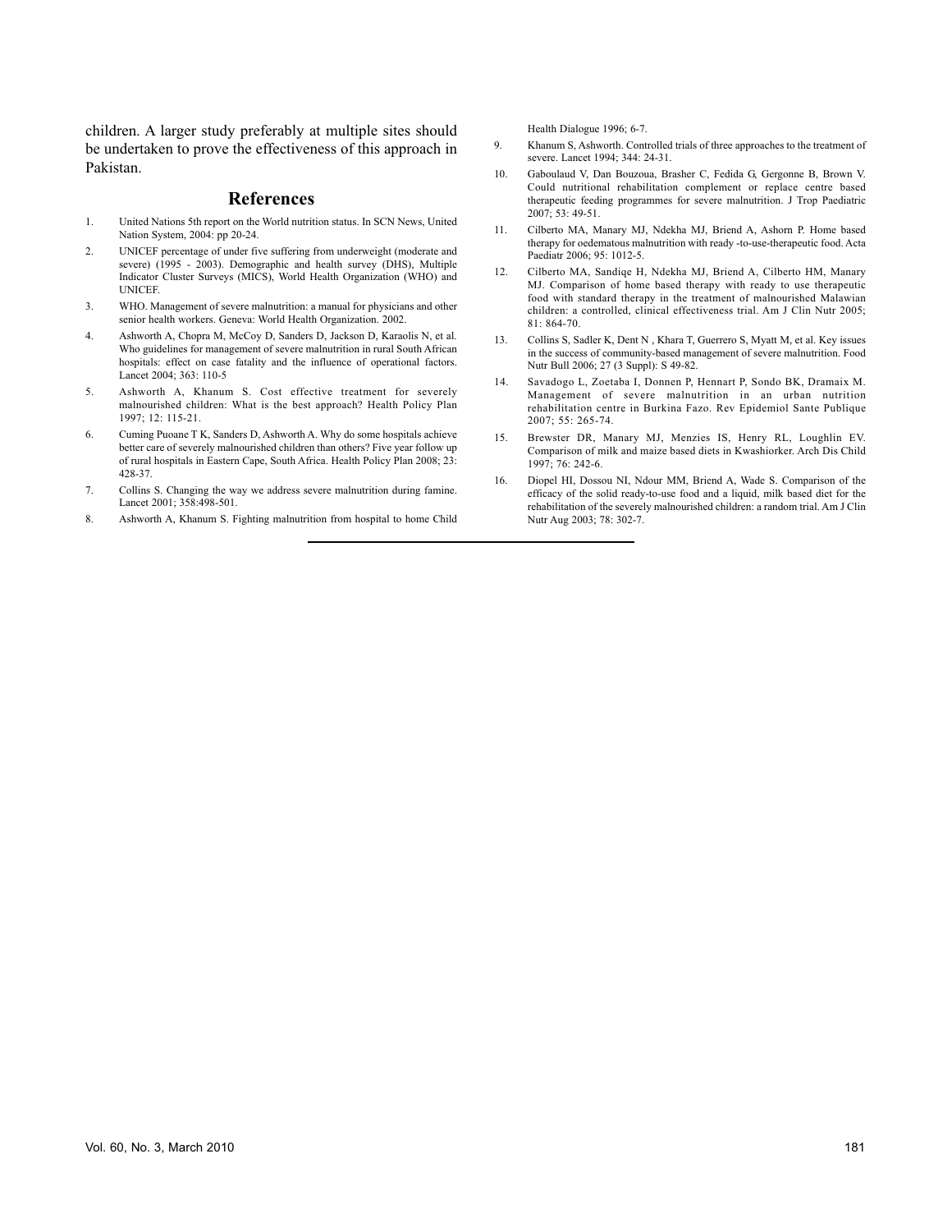children. A larger study preferably at multiple sites should be undertaken to prove the effectiveness of this approach in Pakistan.

## References

1. United Nations 5th report on the World nutrition status. In SCN News, United Nation System, 2004: pp 20-24.
2. UNICEF percentage of under five suffering from underweight (moderate and severe) (1995 - 2003). Demographic and health survey (DHS), Multiple Indicator Cluster Surveys (MICS), World Health Organization (WHO) and UNICEF.
3. WHO. Management of severe malnutrition: a manual for physicians and other senior health workers. Geneva: World Health Organization. 2002.
4. Ashworth A, Chopra M, McCoy D, Sanders D, Jackson D, Karaolis N, et al. Who guidelines for management of severe malnutrition in rural South African hospitals: effect on case fatality and the influence of operational factors. Lancet 2004; 363: 110-5
5. Ashworth A, Khanum S. Cost effective treatment for severely malnourished children: What is the best approach? Health Policy Plan 1997; 12: 115-21.
6. Cuming Puoane T K, Sanders D, Ashworth A. Why do some hospitals achieve better care of severely malnourished children than others? Five year follow up of rural hospitals in Eastern Cape, South Africa. Health Policy Plan 2008; 23: 428-37.
7. Collins S. Changing the way we address severe malnutrition during famine. Lancet 2001; 358:498-501.
8. Ashworth A, Khanum S. Fighting malnutrition from hospital to home Child Health Dialogue 1996; 6-7.
9. Khanum S, Ashworth. Controlled trials of three approaches to the treatment of severe. Lancet 1994; 344: 24-31.
10. Gaboulaud V, Dan Bouzoua, Brasher C, Fedida G, Gergonne B, Brown V. Could nutritional rehabilitation complement or replace centre based therapeutic feeding programmes for severe malnutrition. J Trop Paediatric 2007; 53: 49-51.
11. Cilberto MA, Manary MJ, Ndekha MJ, Briend A, Ashorn P. Home based therapy for oedematous malnutrition with ready -to-use-therapeutic food. Acta Paediatr 2006; 95: 1012-5.
12. Cilberto MA, Sandiqe H, Ndekha MJ, Briend A, Cilberto HM, Manary MJ. Comparison of home based therapy with ready to use therapeutic food with standard therapy in the treatment of malnourished Malawian children: a controlled, clinical effectiveness trial. Am J Clin Nutr 2005; 81: 864-70.
13. Collins S, Sadler K, Dent N , Khara T, Guerrero S, Myatt M, et al. Key issues in the success of community-based management of severe malnutrition. Food Nutr Bull 2006; 27 (3 Suppl): S 49-82.
14. Savadogo L, Zoetaba I, Donnen P, Hennart P, Sondo BK, Dramaix M. Management of severe malnutrition in an urban nutrition rehabilitation centre in Burkina Fazo. Rev Epidemiol Sante Publique 2007; 55: 265-74.
15. Brewster DR, Manary MJ, Menzies IS, Henry RL, Loughlin EV. Comparison of milk and maize based diets in Kwashiorker. Arch Dis Child 1997; 76: 242-6.
16. Diopel HI, Dossou NI, Ndour MM, Briend A, Wade S. Comparison of the efficacy of the solid ready-to-use food and a liquid, milk based diet for the rehabilitation of the severely malnourished children: a random trial. Am J Clin Nutr Aug 2003; 78: 302-7.